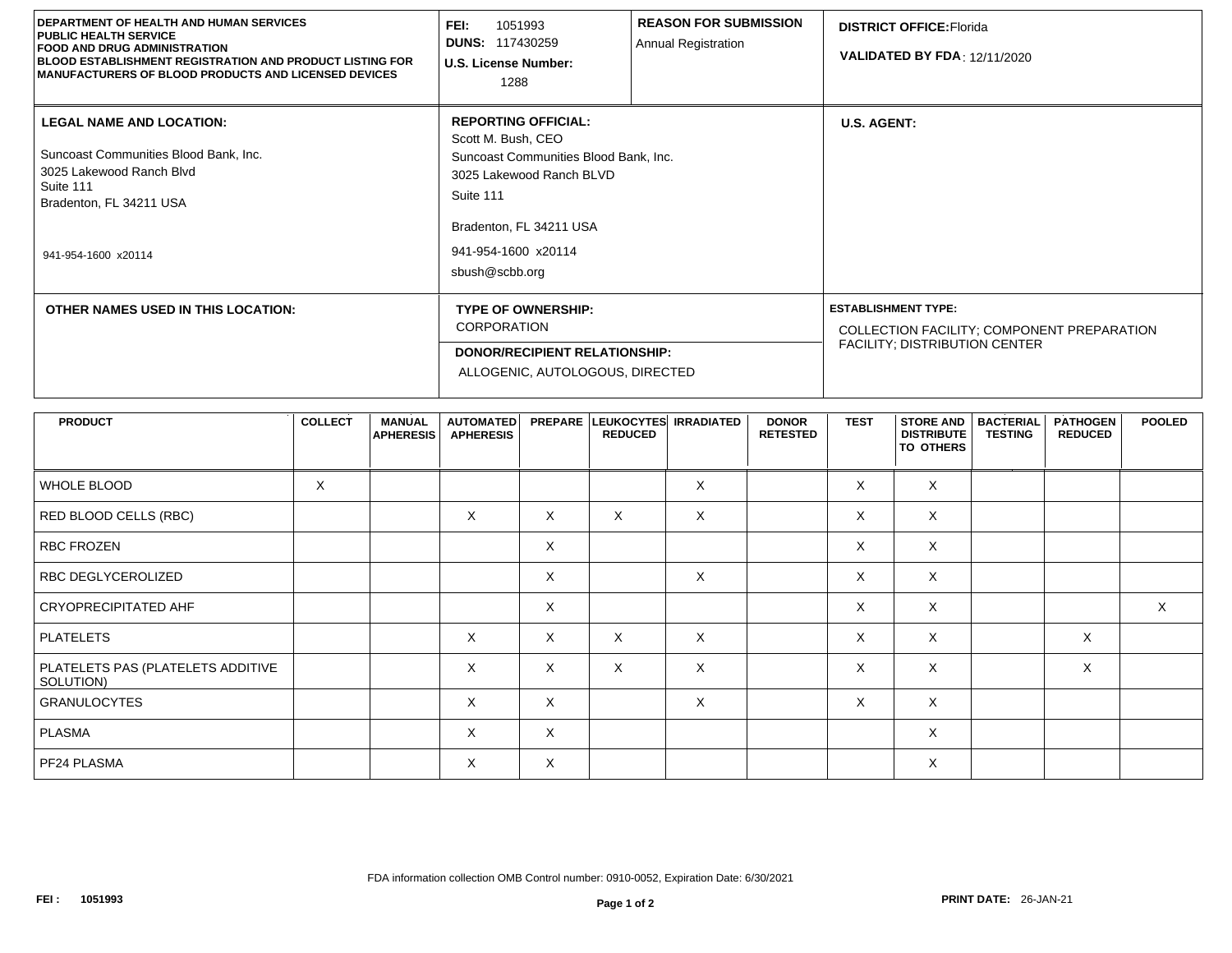**DEPARTMENT OF HEALTH AND HUMAN SERVICES**
**PUBLIC HEALTH SERVICE**
**FOOD AND DRUG ADMINISTRATION**
**BLOOD ESTABLISHMENT REGISTRATION AND PRODUCT LISTING FOR MANUFACTURERS OF BLOOD PRODUCTS AND LICENSED DEVICES**

**FEI:** 1051993
**DUNS:** 117430259
**U.S. License Number:** 1288

**REASON FOR SUBMISSION**
Annual Registration

**DISTRICT OFFICE:** Florida
**VALIDATED BY FDA**: 12/11/2020

**LEGAL NAME AND LOCATION:**

Suncoast Communities Blood Bank, Inc.
3025 Lakewood Ranch Blvd
Suite 111
Bradenton, FL 34211 USA

941-954-1600 x20114

**REPORTING OFFICIAL:**
Scott M. Bush, CEO
Suncoast Communities Blood Bank, Inc.
3025 Lakewood Ranch BLVD
Suite 111
Bradenton, FL 34211 USA
941-954-1600 x20114
sbush@scbb.org

**U.S. AGENT:**

**OTHER NAMES USED IN THIS LOCATION:**

**TYPE OF OWNERSHIP:**
CORPORATION

**DONOR/RECIPIENT RELATIONSHIP:**
ALLOGENIC, AUTOLOGOUS, DIRECTED

**ESTABLISHMENT TYPE:**
COLLECTION FACILITY; COMPONENT PREPARATION FACILITY; DISTRIBUTION CENTER

| PRODUCT | COLLECT | MANUAL APHERESIS | AUTOMATED APHERESIS | PREPARE | LEUKOCYTES REDUCED | IRRADIATED | DONOR RETESTED | TEST | STORE AND DISTRIBUTE TO OTHERS | BACTERIAL TESTING | PATHOGEN REDUCED | POOLED |
|---|---|---|---|---|---|---|---|---|---|---|---|---|
| WHOLE BLOOD | X | | | | | X | | X | X | | | |
| RED BLOOD CELLS (RBC) | | | X | X | X | X | | X | X | | | |
| RBC FROZEN | | | | X | | | | X | X | | | |
| RBC DEGLYCEROLIZED | | | | X | | X | | X | X | | | |
| CRYOPRECIPITATED AHF | | | | X | | | | X | X | | | X |
| PLATELETS | | | X | X | X | X | | X | X | | X | |
| PLATELETS PAS (PLATELETS ADDITIVE SOLUTION) | | | X | X | X | X | | X | X | | X | |
| GRANULOCYTES | | | X | X | | X | | X | X | | | |
| PLASMA | | | X | X | | | | | X | | | |
| PF24 PLASMA | | | X | X | | | | | X | | | |

FDA information collection OMB Control number: 0910-0052, Expiration Date: 6/30/2021

**FEI :** 1051993

**PRINT DATE:** 26-JAN-21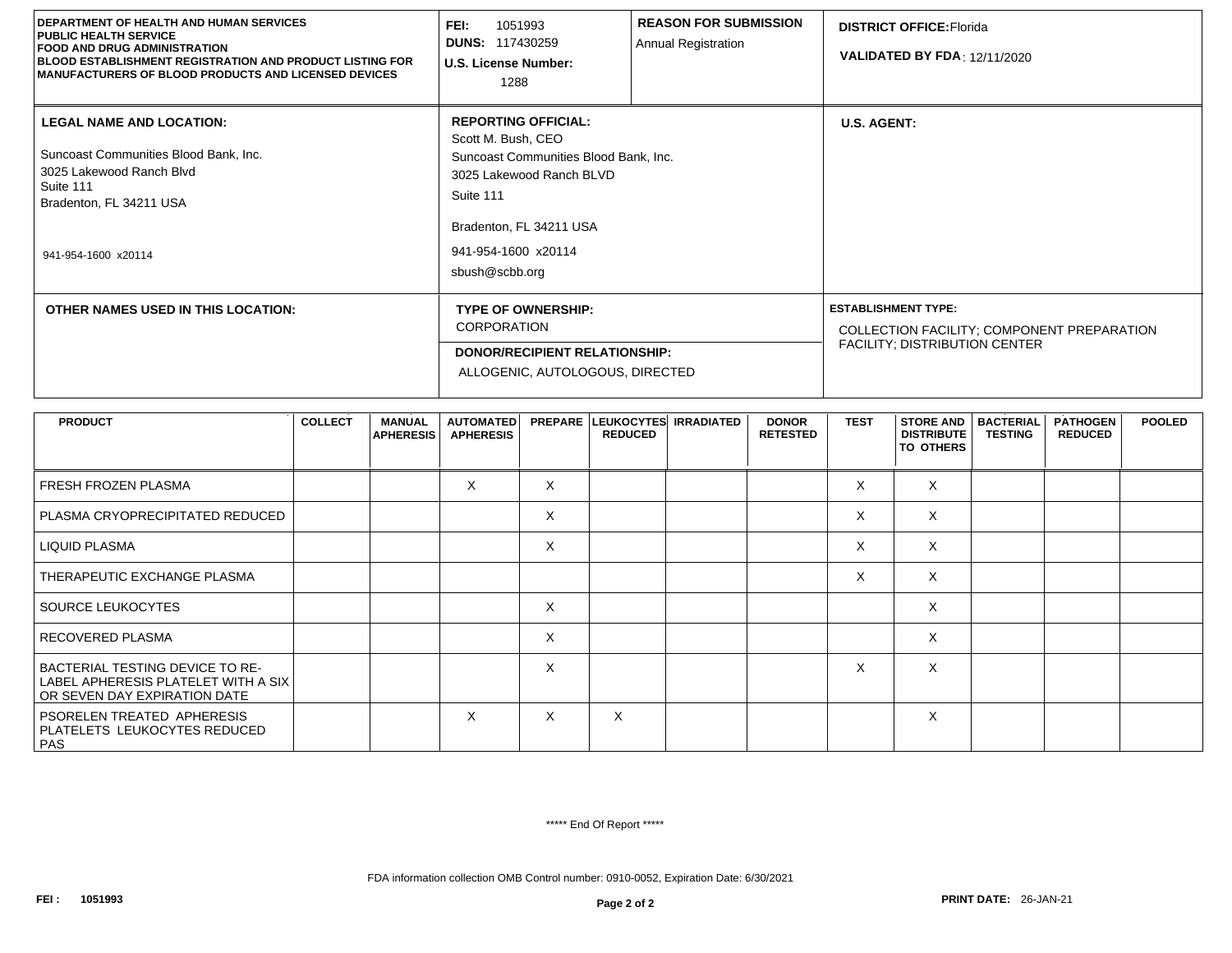| DEPARTMENT OF HEALTH AND HUMAN SERVICES<br>PUBLIC HEALTH SERVICE<br>FOOD AND DRUG ADMINISTRATION<br>BLOOD ESTABLISHMENT REGISTRATION AND PRODUCT LISTING FOR MANUFACTURERS OF BLOOD PRODUCTS AND LICENSED DEVICES | FEI: 1051993<br>DUNS: 117430259<br>U.S. License Number: 1288 | REASON FOR SUBMISSION<br>Annual Registration | DISTRICT OFFICE: Florida<br>VALIDATED BY FDA: 12/11/2020 |
|---|---|---|---|

| LEGAL NAME AND LOCATION: | REPORTING OFFICIAL: | U.S. AGENT: |
|---|---|---|
| Suncoast Communities Blood Bank, Inc.<br>3025 Lakewood Ranch Blvd<br>Suite 111<br>Bradenton, FL 34211 USA<br><br>941-954-1600 x20114 | Scott M. Bush, CEO<br>Suncoast Communities Blood Bank, Inc.<br>3025 Lakewood Ranch BLVD<br>Suite 111<br>Bradenton, FL 34211 USA<br>941-954-1600 x20114<br>sbush@scbb.org | |

| OTHER NAMES USED IN THIS LOCATION: | TYPE OF OWNERSHIP: | ESTABLISHMENT TYPE: |
|---|---|---|
| | CORPORATION<br><br>**DONOR/RECIPIENT RELATIONSHIP:**<br>ALLOGENIC, AUTOLOGOUS, DIRECTED | COLLECTION FACILITY; COMPONENT PREPARATION FACILITY; DISTRIBUTION CENTER |

| PRODUCT | COLLECT | MANUAL APHERESIS | AUTOMATED APHERESIS | PREPARE | LEUKOCYTES REDUCED | IRRADIATED | DONOR RETESTED | TEST | STORE AND DISTRIBUTE TO OTHERS | BACTERIAL TESTING | PATHOGEN REDUCED | POOLED |
|---|---|---|---|---|---|---|---|---|---|---|---|---|
| FRESH FROZEN PLASMA | | | X | X | | | | X | X | | | |
| PLASMA CRYOPRECIPITATED REDUCED | | | | X | | | | X | X | | | |
| LIQUID PLASMA | | | | X | | | | X | X | | | |
| THERAPEUTIC EXCHANGE PLASMA | | | | | | | | X | X | | | |
| SOURCE LEUKOCYTES | | | | X | | | | | X | | | |
| RECOVERED PLASMA | | | | X | | | | | X | | | |
| BACTERIAL TESTING DEVICE TO RE-LABEL APHERESIS PLATELET WITH A SIX OR SEVEN DAY EXPIRATION DATE | | | | X | | | | X | X | | | |
| PSORELEN TREATED APHERESIS PLATELETS LEUKOCYTES REDUCED PAS | | | X | X | X | | | | X | | | |

***** End Of Report *****

FDA information collection OMB Control number: 0910-0052, Expiration Date: 6/30/2021

FEI: 1051993

PRINT DATE: 26-JAN-21